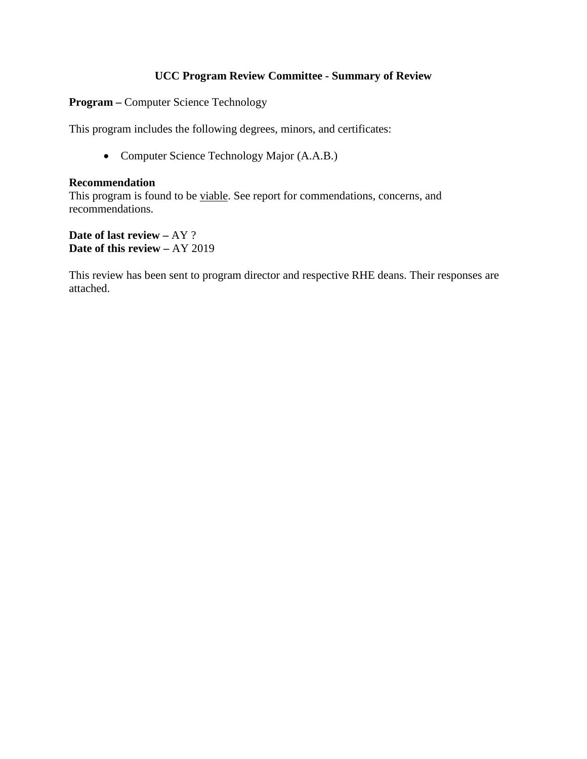# UCC Program Review Committee - Summary of Review

**Program –** Computer Science Technology

This program includes the following degrees, minors, and certificates:

- Computer Science Technology Major (A.A.B.)

**Recommendation**
This program is found to be viable. See report for commendations, concerns, and recommendations.

**Date of last review –** AY ?
**Date of this review –** AY 2019

This review has been sent to program director and respective RHE deans. Their responses are attached.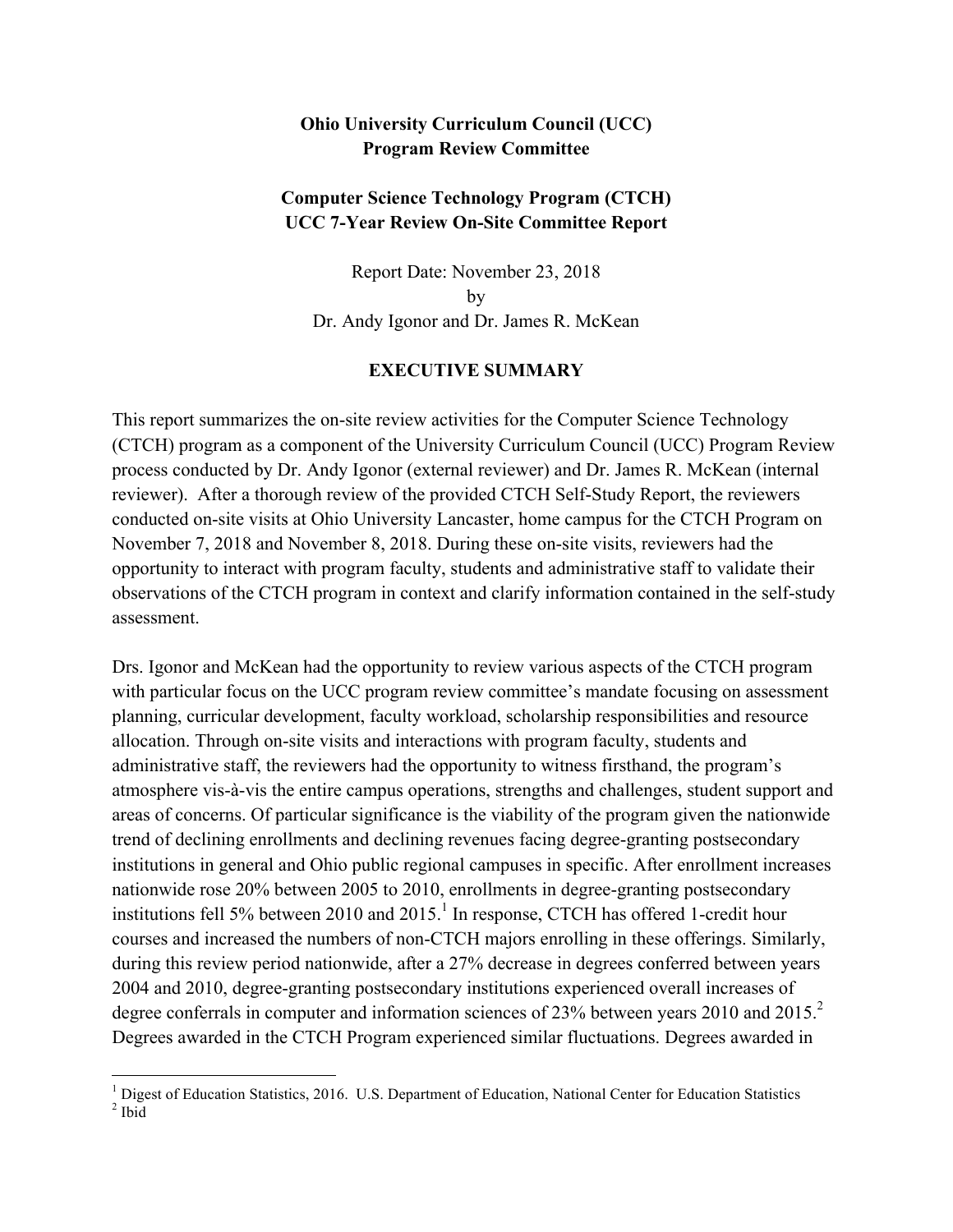**Ohio University Curriculum Council (UCC)**
**Program Review Committee**

**Computer Science Technology Program (CTCH)**
**UCC 7-Year Review On-Site Committee Report**

Report Date: November 23, 2018
by
Dr. Andy Igonor and Dr. James R. McKean

## EXECUTIVE SUMMARY

This report summarizes the on-site review activities for the Computer Science Technology (CTCH) program as a component of the University Curriculum Council (UCC) Program Review process conducted by Dr. Andy Igonor (external reviewer) and Dr. James R. McKean (internal reviewer). After a thorough review of the provided CTCH Self-Study Report, the reviewers conducted on-site visits at Ohio University Lancaster, home campus for the CTCH Program on November 7, 2018 and November 8, 2018. During these on-site visits, reviewers had the opportunity to interact with program faculty, students and administrative staff to validate their observations of the CTCH program in context and clarify information contained in the self-study assessment.

Drs. Igonor and McKean had the opportunity to review various aspects of the CTCH program with particular focus on the UCC program review committee's mandate focusing on assessment planning, curricular development, faculty workload, scholarship responsibilities and resource allocation. Through on-site visits and interactions with program faculty, students and administrative staff, the reviewers had the opportunity to witness firsthand, the program's atmosphere vis-à-vis the entire campus operations, strengths and challenges, student support and areas of concerns. Of particular significance is the viability of the program given the nationwide trend of declining enrollments and declining revenues facing degree-granting postsecondary institutions in general and Ohio public regional campuses in specific. After enrollment increases nationwide rose 20% between 2005 to 2010, enrollments in degree-granting postsecondary institutions fell 5% between 2010 and 2015.[1] In response, CTCH has offered 1-credit hour courses and increased the numbers of non-CTCH majors enrolling in these offerings. Similarly, during this review period nationwide, after a 27% decrease in degrees conferred between years 2004 and 2010, degree-granting postsecondary institutions experienced overall increases of degree conferrals in computer and information sciences of 23% between years 2010 and 2015.[2] Degrees awarded in the CTCH Program experienced similar fluctuations. Degrees awarded in

---

[1] Digest of Education Statistics, 2016. U.S. Department of Education, National Center for Education Statistics
[2] Ibid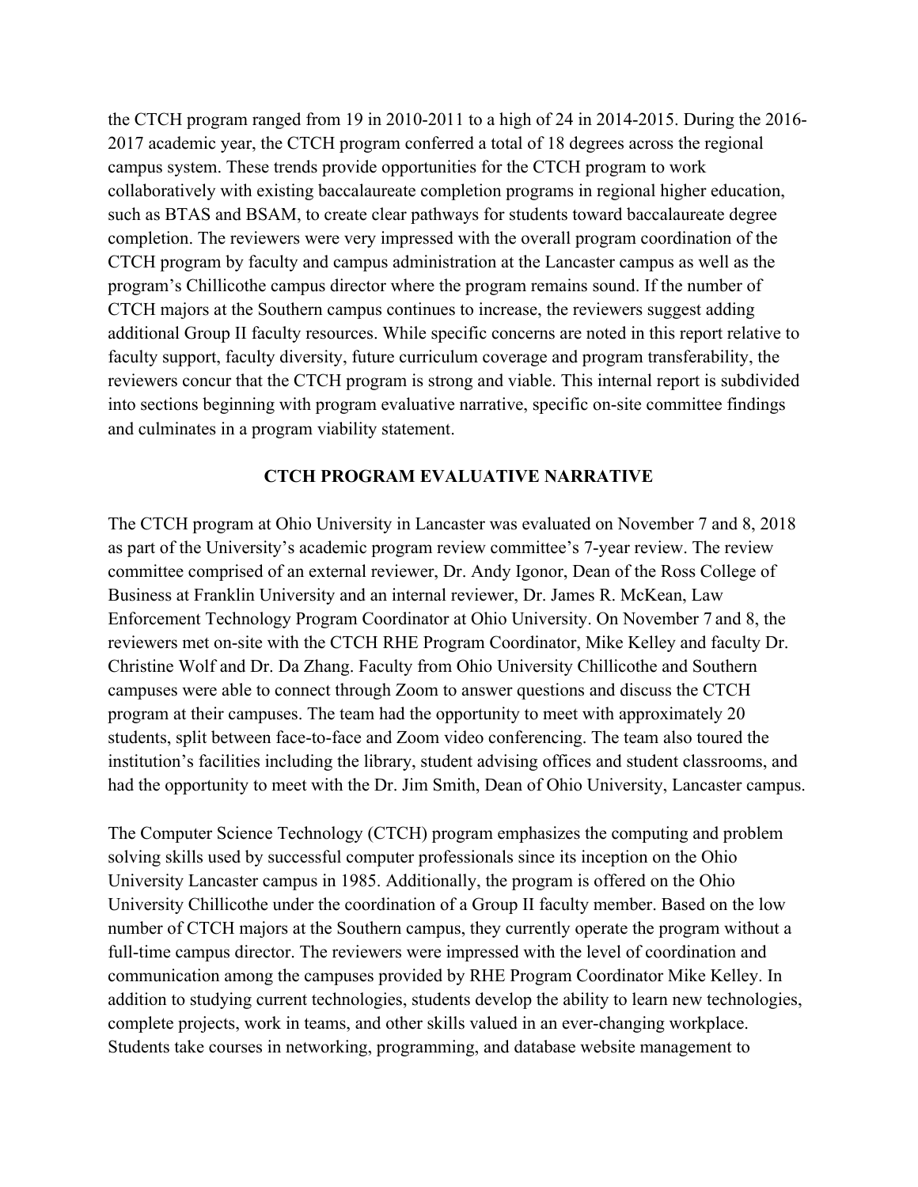the CTCH program ranged from 19 in 2010-2011 to a high of 24 in 2014-2015. During the 2016-2017 academic year, the CTCH program conferred a total of 18 degrees across the regional campus system. These trends provide opportunities for the CTCH program to work collaboratively with existing baccalaureate completion programs in regional higher education, such as BTAS and BSAM, to create clear pathways for students toward baccalaureate degree completion. The reviewers were very impressed with the overall program coordination of the CTCH program by faculty and campus administration at the Lancaster campus as well as the program's Chillicothe campus director where the program remains sound. If the number of CTCH majors at the Southern campus continues to increase, the reviewers suggest adding additional Group II faculty resources. While specific concerns are noted in this report relative to faculty support, faculty diversity, future curriculum coverage and program transferability, the reviewers concur that the CTCH program is strong and viable. This internal report is subdivided into sections beginning with program evaluative narrative, specific on-site committee findings and culminates in a program viability statement.

## CTCH PROGRAM EVALUATIVE NARRATIVE

The CTCH program at Ohio University in Lancaster was evaluated on November 7 and 8, 2018 as part of the University's academic program review committee's 7-year review. The review committee comprised of an external reviewer, Dr. Andy Igonor, Dean of the Ross College of Business at Franklin University and an internal reviewer, Dr. James R. McKean, Law Enforcement Technology Program Coordinator at Ohio University. On November 7 and 8, the reviewers met on-site with the CTCH RHE Program Coordinator, Mike Kelley and faculty Dr. Christine Wolf and Dr. Da Zhang. Faculty from Ohio University Chillicothe and Southern campuses were able to connect through Zoom to answer questions and discuss the CTCH program at their campuses. The team had the opportunity to meet with approximately 20 students, split between face-to-face and Zoom video conferencing. The team also toured the institution's facilities including the library, student advising offices and student classrooms, and had the opportunity to meet with the Dr. Jim Smith, Dean of Ohio University, Lancaster campus.

The Computer Science Technology (CTCH) program emphasizes the computing and problem solving skills used by successful computer professionals since its inception on the Ohio University Lancaster campus in 1985. Additionally, the program is offered on the Ohio University Chillicothe under the coordination of a Group II faculty member. Based on the low number of CTCH majors at the Southern campus, they currently operate the program without a full-time campus director. The reviewers were impressed with the level of coordination and communication among the campuses provided by RHE Program Coordinator Mike Kelley. In addition to studying current technologies, students develop the ability to learn new technologies, complete projects, work in teams, and other skills valued in an ever-changing workplace. Students take courses in networking, programming, and database website management to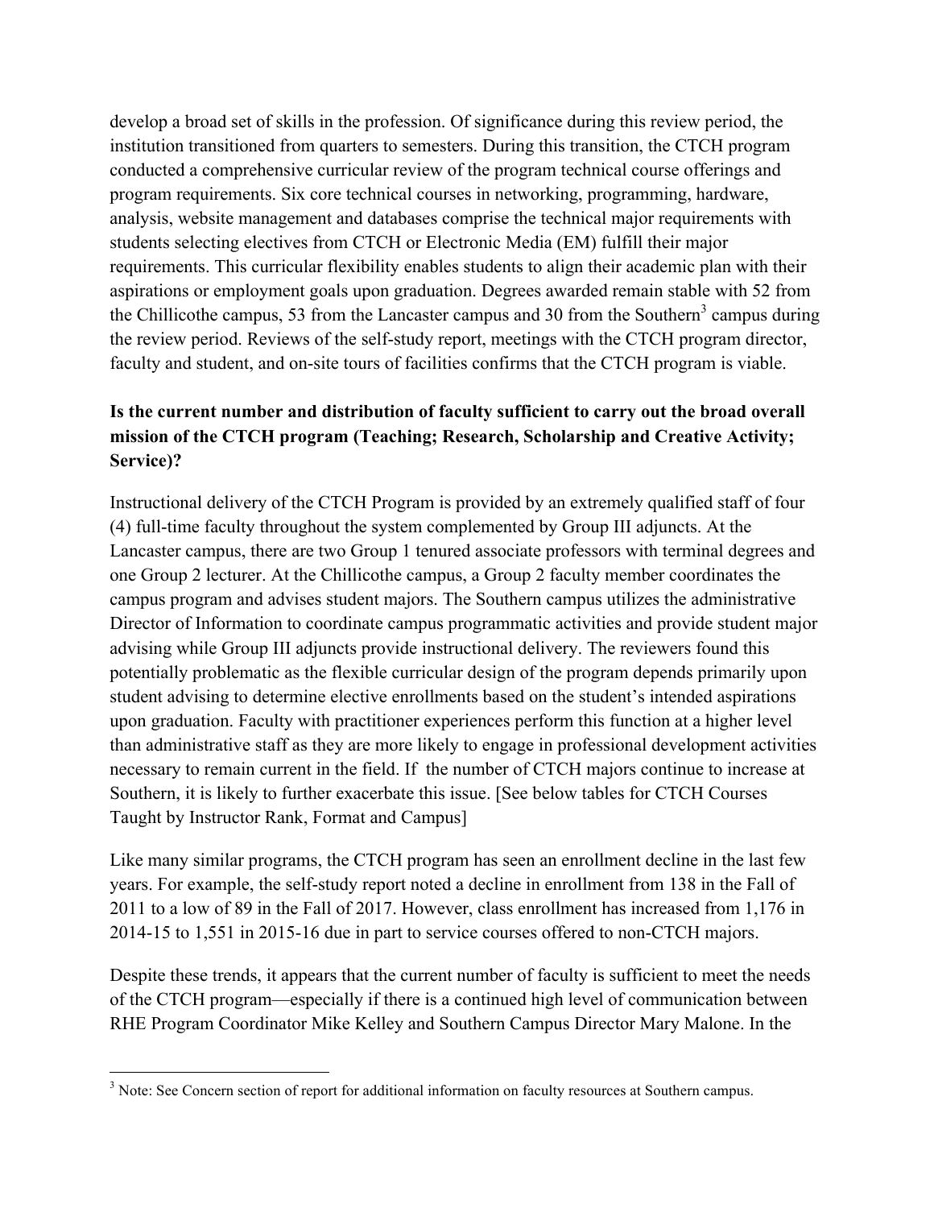develop a broad set of skills in the profession. Of significance during this review period, the institution transitioned from quarters to semesters. During this transition, the CTCH program conducted a comprehensive curricular review of the program technical course offerings and program requirements. Six core technical courses in networking, programming, hardware, analysis, website management and databases comprise the technical major requirements with students selecting electives from CTCH or Electronic Media (EM) fulfill their major requirements. This curricular flexibility enables students to align their academic plan with their aspirations or employment goals upon graduation. Degrees awarded remain stable with 52 from the Chillicothe campus, 53 from the Lancaster campus and 30 from the Southern[3] campus during the review period. Reviews of the self-study report, meetings with the CTCH program director, faculty and student, and on-site tours of facilities confirms that the CTCH program is viable.

**Is the current number and distribution of faculty sufficient to carry out the broad overall mission of the CTCH program (Teaching; Research, Scholarship and Creative Activity; Service)?**

Instructional delivery of the CTCH Program is provided by an extremely qualified staff of four (4) full-time faculty throughout the system complemented by Group III adjuncts. At the Lancaster campus, there are two Group 1 tenured associate professors with terminal degrees and one Group 2 lecturer. At the Chillicothe campus, a Group 2 faculty member coordinates the campus program and advises student majors. The Southern campus utilizes the administrative Director of Information to coordinate campus programmatic activities and provide student major advising while Group III adjuncts provide instructional delivery. The reviewers found this potentially problematic as the flexible curricular design of the program depends primarily upon student advising to determine elective enrollments based on the student's intended aspirations upon graduation. Faculty with practitioner experiences perform this function at a higher level than administrative staff as they are more likely to engage in professional development activities necessary to remain current in the field. If the number of CTCH majors continue to increase at Southern, it is likely to further exacerbate this issue. [See below tables for CTCH Courses Taught by Instructor Rank, Format and Campus]

Like many similar programs, the CTCH program has seen an enrollment decline in the last few years. For example, the self-study report noted a decline in enrollment from 138 in the Fall of 2011 to a low of 89 in the Fall of 2017. However, class enrollment has increased from 1,176 in 2014-15 to 1,551 in 2015-16 due in part to service courses offered to non-CTCH majors.

Despite these trends, it appears that the current number of faculty is sufficient to meet the needs of the CTCH program—especially if there is a continued high level of communication between RHE Program Coordinator Mike Kelley and Southern Campus Director Mary Malone. In the

[3] Note: See Concern section of report for additional information on faculty resources at Southern campus.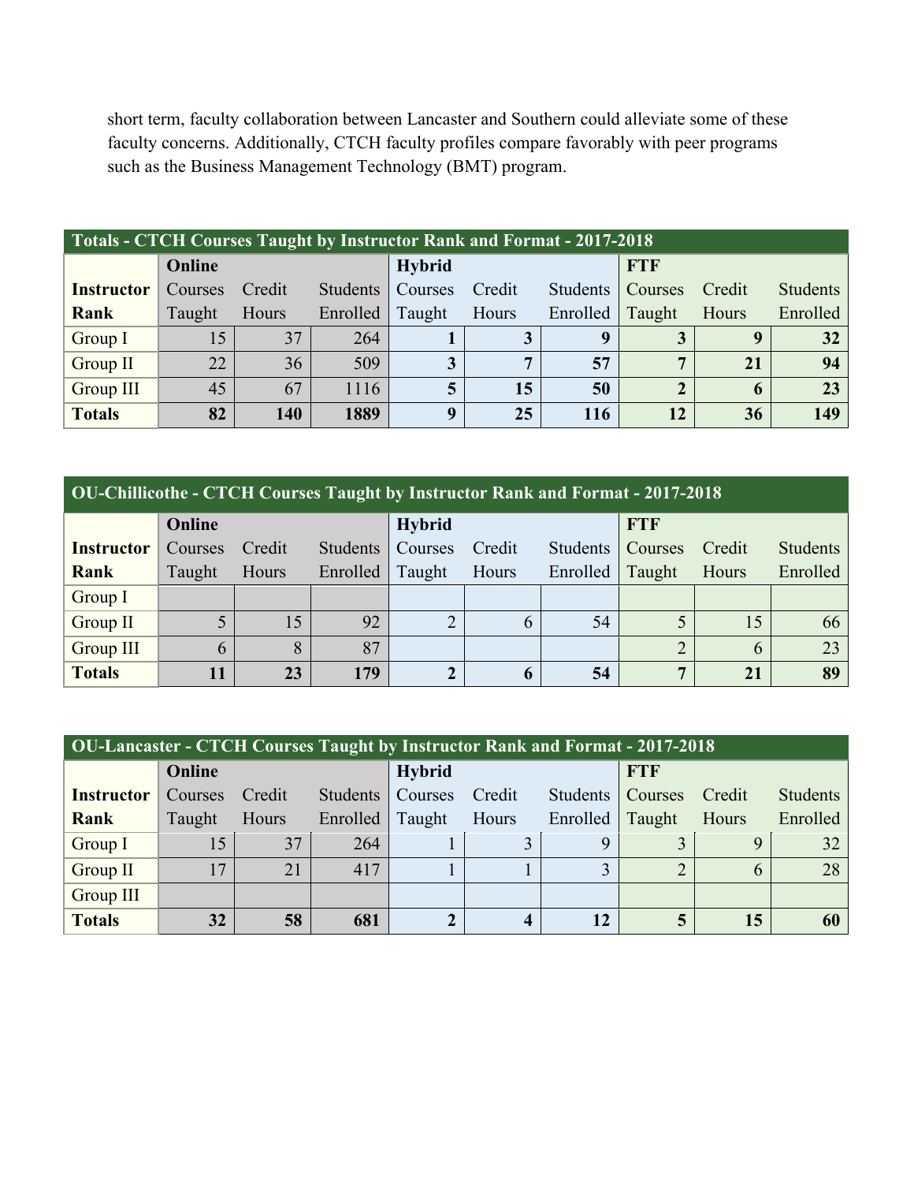short term, faculty collaboration between Lancaster and Southern could alleviate some of these faculty concerns. Additionally, CTCH faculty profiles compare favorably with peer programs such as the Business Management Technology (BMT) program.

| **Totals - CTCH Courses Taught by Instructor Rank and Format - 2017-2018** | | | | | | | | | |
|---|---|---|---|---|---|---|---|---|---|
| | **Online** | | | **Hybrid** | | | **FTF** | | |
| **Instructor Rank** | Courses Taught | Credit Hours | Students Enrolled | Courses Taught | Credit Hours | Students Enrolled | Courses Taught | Credit Hours | Students Enrolled |
| Group I | 15 | 37 | 264 | **1** | **3** | **9** | **3** | **9** | **32** |
| Group II | 22 | 36 | 509 | **3** | **7** | **57** | **7** | **21** | **94** |
| Group III | 45 | 67 | 1116 | **5** | **15** | **50** | **2** | **6** | **23** |
| **Totals** | **82** | **140** | **1889** | **9** | **25** | **116** | **12** | **36** | **149** |

| **OU-Chillicothe - CTCH Courses Taught by Instructor Rank and Format - 2017-2018** | | | | | | | | | |
|---|---|---|---|---|---|---|---|---|---|
| | **Online** | | | **Hybrid** | | | **FTF** | | |
| **Instructor Rank** | Courses Taught | Credit Hours | Students Enrolled | Courses Taught | Credit Hours | Students Enrolled | Courses Taught | Credit Hours | Students Enrolled |
| Group I | | | | | | | | | |
| Group II | 5 | 15 | 92 | 2 | 6 | 54 | 5 | 15 | 66 |
| Group III | 6 | 8 | 87 | | | | 2 | 6 | 23 |
| **Totals** | **11** | **23** | **179** | **2** | **6** | **54** | **7** | **21** | **89** |

| **OU-Lancaster - CTCH Courses Taught by Instructor Rank and Format - 2017-2018** | | | | | | | | | |
|---|---|---|---|---|---|---|---|---|---|
| | **Online** | | | **Hybrid** | | | **FTF** | | |
| **Instructor Rank** | Courses Taught | Credit Hours | Students Enrolled | Courses Taught | Credit Hours | Students Enrolled | Courses Taught | Credit Hours | Students Enrolled |
| Group I | 15 | 37 | 264 | 1 | 3 | 9 | 3 | 9 | 32 |
| Group II | 17 | 21 | 417 | 1 | 1 | 3 | 2 | 6 | 28 |
| Group III | | | | | | | | | |
| **Totals** | **32** | **58** | **681** | **2** | **4** | **12** | **5** | **15** | **60** |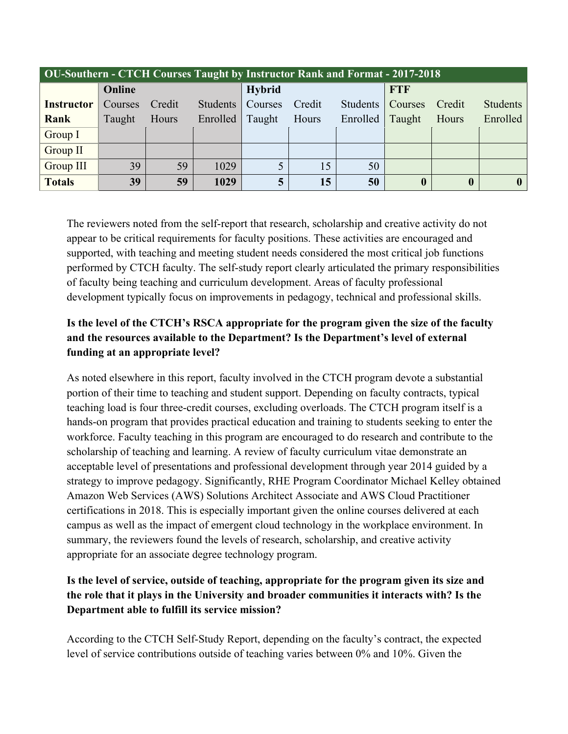| OU-Southern - CTCH Courses Taught by Instructor Rank and Format - 2017-2018 | | | | | | | | | |
|---|---|---|---|---|---|---|---|---|---|
| | **Online** | | | **Hybrid** | | | **FTF** | | |
| **Instructor Rank** | Courses Taught | Credit Hours | Students Enrolled | Courses Taught | Credit Hours | Students Enrolled | Courses Taught | Credit Hours | Students Enrolled |
| Group I | | | | | | | | | |
| Group II | | | | | | | | | |
| Group III | 39 | 59 | 1029 | 5 | 15 | 50 | | | |
| **Totals** | **39** | **59** | **1029** | **5** | **15** | **50** | **0** | **0** | **0** |

The reviewers noted from the self-report that research, scholarship and creative activity do not appear to be critical requirements for faculty positions. These activities are encouraged and supported, with teaching and meeting student needs considered the most critical job functions performed by CTCH faculty. The self-study report clearly articulated the primary responsibilities of faculty being teaching and curriculum development. Areas of faculty professional development typically focus on improvements in pedagogy, technical and professional skills.

**Is the level of the CTCH's RSCA appropriate for the program given the size of the faculty and the resources available to the Department? Is the Department's level of external funding at an appropriate level?**

As noted elsewhere in this report, faculty involved in the CTCH program devote a substantial portion of their time to teaching and student support. Depending on faculty contracts, typical teaching load is four three-credit courses, excluding overloads. The CTCH program itself is a hands-on program that provides practical education and training to students seeking to enter the workforce. Faculty teaching in this program are encouraged to do research and contribute to the scholarship of teaching and learning. A review of faculty curriculum vitae demonstrate an acceptable level of presentations and professional development through year 2014 guided by a strategy to improve pedagogy. Significantly, RHE Program Coordinator Michael Kelley obtained Amazon Web Services (AWS) Solutions Architect Associate and AWS Cloud Practitioner certifications in 2018. This is especially important given the online courses delivered at each campus as well as the impact of emergent cloud technology in the workplace environment. In summary, the reviewers found the levels of research, scholarship, and creative activity appropriate for an associate degree technology program.

**Is the level of service, outside of teaching, appropriate for the program given its size and the role that it plays in the University and broader communities it interacts with? Is the Department able to fulfill its service mission?**

According to the CTCH Self-Study Report, depending on the faculty's contract, the expected level of service contributions outside of teaching varies between 0% and 10%. Given the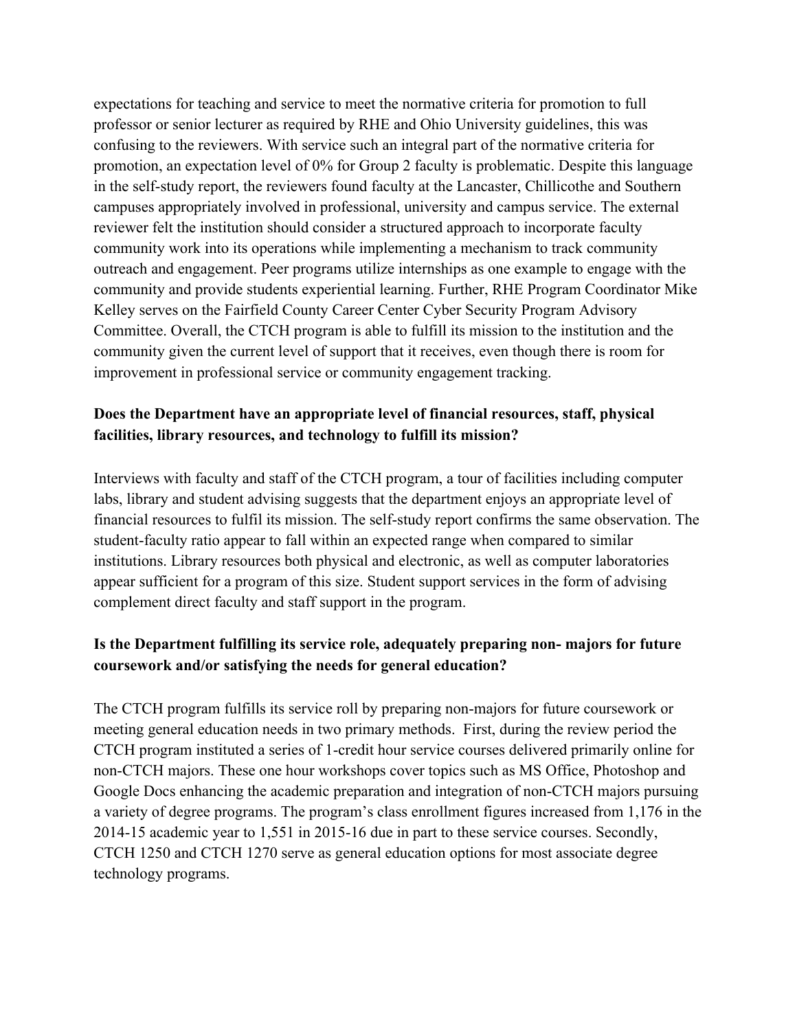expectations for teaching and service to meet the normative criteria for promotion to full professor or senior lecturer as required by RHE and Ohio University guidelines, this was confusing to the reviewers. With service such an integral part of the normative criteria for promotion, an expectation level of 0% for Group 2 faculty is problematic. Despite this language in the self-study report, the reviewers found faculty at the Lancaster, Chillicothe and Southern campuses appropriately involved in professional, university and campus service. The external reviewer felt the institution should consider a structured approach to incorporate faculty community work into its operations while implementing a mechanism to track community outreach and engagement. Peer programs utilize internships as one example to engage with the community and provide students experiential learning. Further, RHE Program Coordinator Mike Kelley serves on the Fairfield County Career Center Cyber Security Program Advisory Committee. Overall, the CTCH program is able to fulfill its mission to the institution and the community given the current level of support that it receives, even though there is room for improvement in professional service or community engagement tracking.

**Does the Department have an appropriate level of financial resources, staff, physical facilities, library resources, and technology to fulfill its mission?**

Interviews with faculty and staff of the CTCH program, a tour of facilities including computer labs, library and student advising suggests that the department enjoys an appropriate level of financial resources to fulfil its mission. The self-study report confirms the same observation. The student-faculty ratio appear to fall within an expected range when compared to similar institutions. Library resources both physical and electronic, as well as computer laboratories appear sufficient for a program of this size. Student support services in the form of advising complement direct faculty and staff support in the program.

**Is the Department fulfilling its service role, adequately preparing non- majors for future coursework and/or satisfying the needs for general education?**

The CTCH program fulfills its service roll by preparing non-majors for future coursework or meeting general education needs in two primary methods. First, during the review period the CTCH program instituted a series of 1-credit hour service courses delivered primarily online for non-CTCH majors. These one hour workshops cover topics such as MS Office, Photoshop and Google Docs enhancing the academic preparation and integration of non-CTCH majors pursuing a variety of degree programs. The program's class enrollment figures increased from 1,176 in the 2014-15 academic year to 1,551 in 2015-16 due in part to these service courses. Secondly, CTCH 1250 and CTCH 1270 serve as general education options for most associate degree technology programs.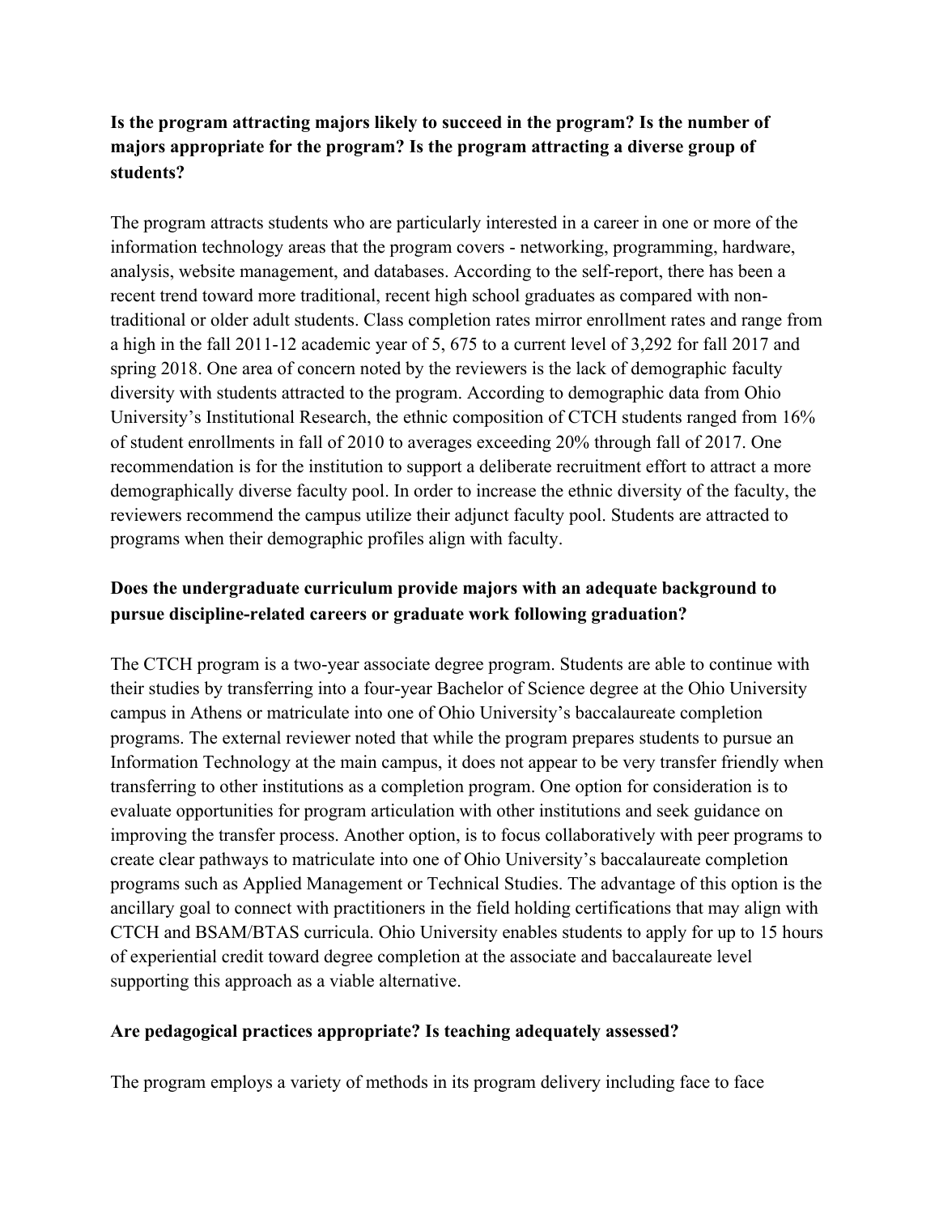**Is the program attracting majors likely to succeed in the program? Is the number of majors appropriate for the program? Is the program attracting a diverse group of students?**

The program attracts students who are particularly interested in a career in one or more of the information technology areas that the program covers - networking, programming, hardware, analysis, website management, and databases. According to the self-report, there has been a recent trend toward more traditional, recent high school graduates as compared with non-traditional or older adult students. Class completion rates mirror enrollment rates and range from a high in the fall 2011-12 academic year of 5, 675 to a current level of 3,292 for fall 2017 and spring 2018. One area of concern noted by the reviewers is the lack of demographic faculty diversity with students attracted to the program. According to demographic data from Ohio University's Institutional Research, the ethnic composition of CTCH students ranged from 16% of student enrollments in fall of 2010 to averages exceeding 20% through fall of 2017. One recommendation is for the institution to support a deliberate recruitment effort to attract a more demographically diverse faculty pool. In order to increase the ethnic diversity of the faculty, the reviewers recommend the campus utilize their adjunct faculty pool. Students are attracted to programs when their demographic profiles align with faculty.

**Does the undergraduate curriculum provide majors with an adequate background to pursue discipline-related careers or graduate work following graduation?**

The CTCH program is a two-year associate degree program. Students are able to continue with their studies by transferring into a four-year Bachelor of Science degree at the Ohio University campus in Athens or matriculate into one of Ohio University's baccalaureate completion programs. The external reviewer noted that while the program prepares students to pursue an Information Technology at the main campus, it does not appear to be very transfer friendly when transferring to other institutions as a completion program. One option for consideration is to evaluate opportunities for program articulation with other institutions and seek guidance on improving the transfer process. Another option, is to focus collaboratively with peer programs to create clear pathways to matriculate into one of Ohio University's baccalaureate completion programs such as Applied Management or Technical Studies. The advantage of this option is the ancillary goal to connect with practitioners in the field holding certifications that may align with CTCH and BSAM/BTAS curricula. Ohio University enables students to apply for up to 15 hours of experiential credit toward degree completion at the associate and baccalaureate level supporting this approach as a viable alternative.

**Are pedagogical practices appropriate? Is teaching adequately assessed?**

The program employs a variety of methods in its program delivery including face to face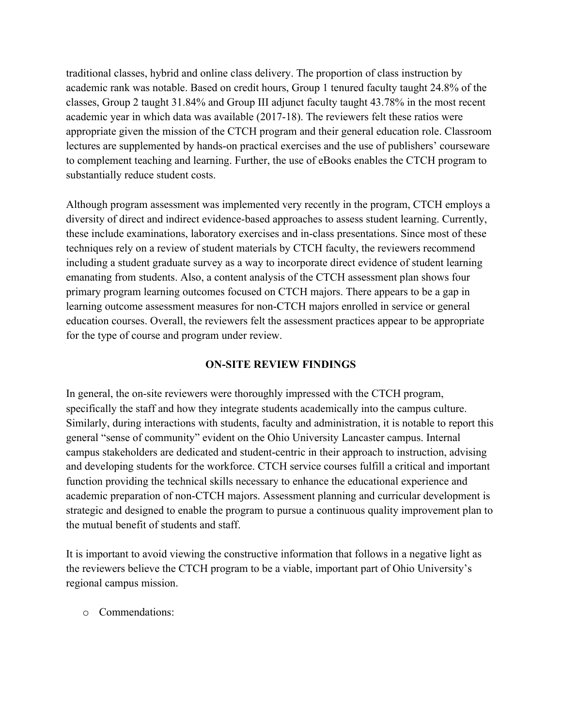traditional classes, hybrid and online class delivery. The proportion of class instruction by academic rank was notable. Based on credit hours, Group 1 tenured faculty taught 24.8% of the classes, Group 2 taught 31.84% and Group III adjunct faculty taught 43.78% in the most recent academic year in which data was available (2017-18). The reviewers felt these ratios were appropriate given the mission of the CTCH program and their general education role. Classroom lectures are supplemented by hands-on practical exercises and the use of publishers' courseware to complement teaching and learning. Further, the use of eBooks enables the CTCH program to substantially reduce student costs.

Although program assessment was implemented very recently in the program, CTCH employs a diversity of direct and indirect evidence-based approaches to assess student learning. Currently, these include examinations, laboratory exercises and in-class presentations. Since most of these techniques rely on a review of student materials by CTCH faculty, the reviewers recommend including a student graduate survey as a way to incorporate direct evidence of student learning emanating from students. Also, a content analysis of the CTCH assessment plan shows four primary program learning outcomes focused on CTCH majors. There appears to be a gap in learning outcome assessment measures for non-CTCH majors enrolled in service or general education courses. Overall, the reviewers felt the assessment practices appear to be appropriate for the type of course and program under review.

## ON-SITE REVIEW FINDINGS

In general, the on-site reviewers were thoroughly impressed with the CTCH program, specifically the staff and how they integrate students academically into the campus culture. Similarly, during interactions with students, faculty and administration, it is notable to report this general "sense of community" evident on the Ohio University Lancaster campus. Internal campus stakeholders are dedicated and student-centric in their approach to instruction, advising and developing students for the workforce. CTCH service courses fulfill a critical and important function providing the technical skills necessary to enhance the educational experience and academic preparation of non-CTCH majors. Assessment planning and curricular development is strategic and designed to enable the program to pursue a continuous quality improvement plan to the mutual benefit of students and staff.

It is important to avoid viewing the constructive information that follows in a negative light as the reviewers believe the CTCH program to be a viable, important part of Ohio University's regional campus mission.

- Commendations: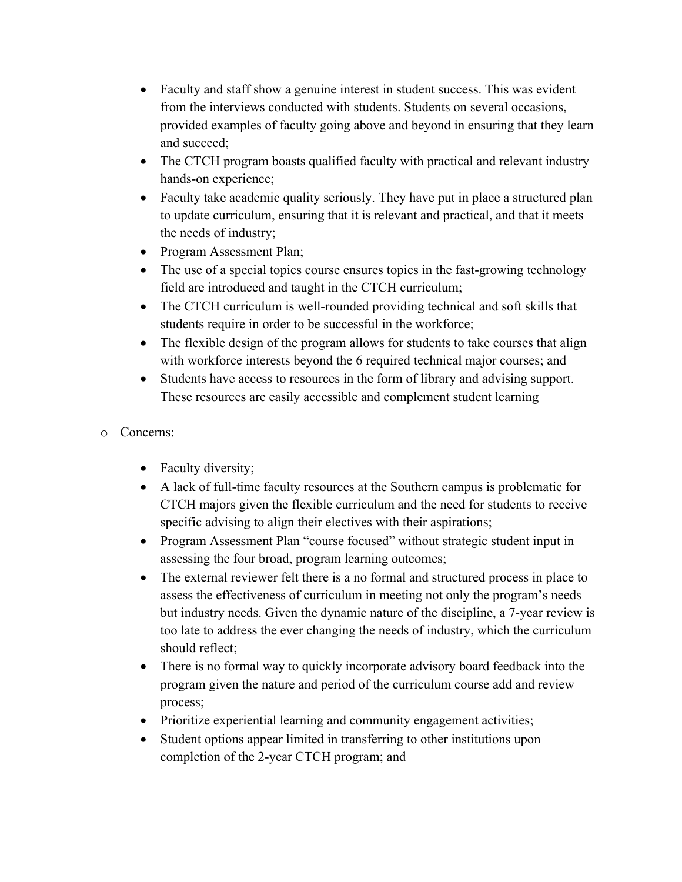- Faculty and staff show a genuine interest in student success. This was evident from the interviews conducted with students. Students on several occasions, provided examples of faculty going above and beyond in ensuring that they learn and succeed;
- The CTCH program boasts qualified faculty with practical and relevant industry hands-on experience;
- Faculty take academic quality seriously. They have put in place a structured plan to update curriculum, ensuring that it is relevant and practical, and that it meets the needs of industry;
- Program Assessment Plan;
- The use of a special topics course ensures topics in the fast-growing technology field are introduced and taught in the CTCH curriculum;
- The CTCH curriculum is well-rounded providing technical and soft skills that students require in order to be successful in the workforce;
- The flexible design of the program allows for students to take courses that align with workforce interests beyond the 6 required technical major courses; and
- Students have access to resources in the form of library and advising support. These resources are easily accessible and complement student learning

- Concerns:

  - Faculty diversity;
  - A lack of full-time faculty resources at the Southern campus is problematic for CTCH majors given the flexible curriculum and the need for students to receive specific advising to align their electives with their aspirations;
  - Program Assessment Plan "course focused" without strategic student input in assessing the four broad, program learning outcomes;
  - The external reviewer felt there is a no formal and structured process in place to assess the effectiveness of curriculum in meeting not only the program's needs but industry needs. Given the dynamic nature of the discipline, a 7-year review is too late to address the ever changing the needs of industry, which the curriculum should reflect;
  - There is no formal way to quickly incorporate advisory board feedback into the program given the nature and period of the curriculum course add and review process;
  - Prioritize experiential learning and community engagement activities;
  - Student options appear limited in transferring to other institutions upon completion of the 2-year CTCH program; and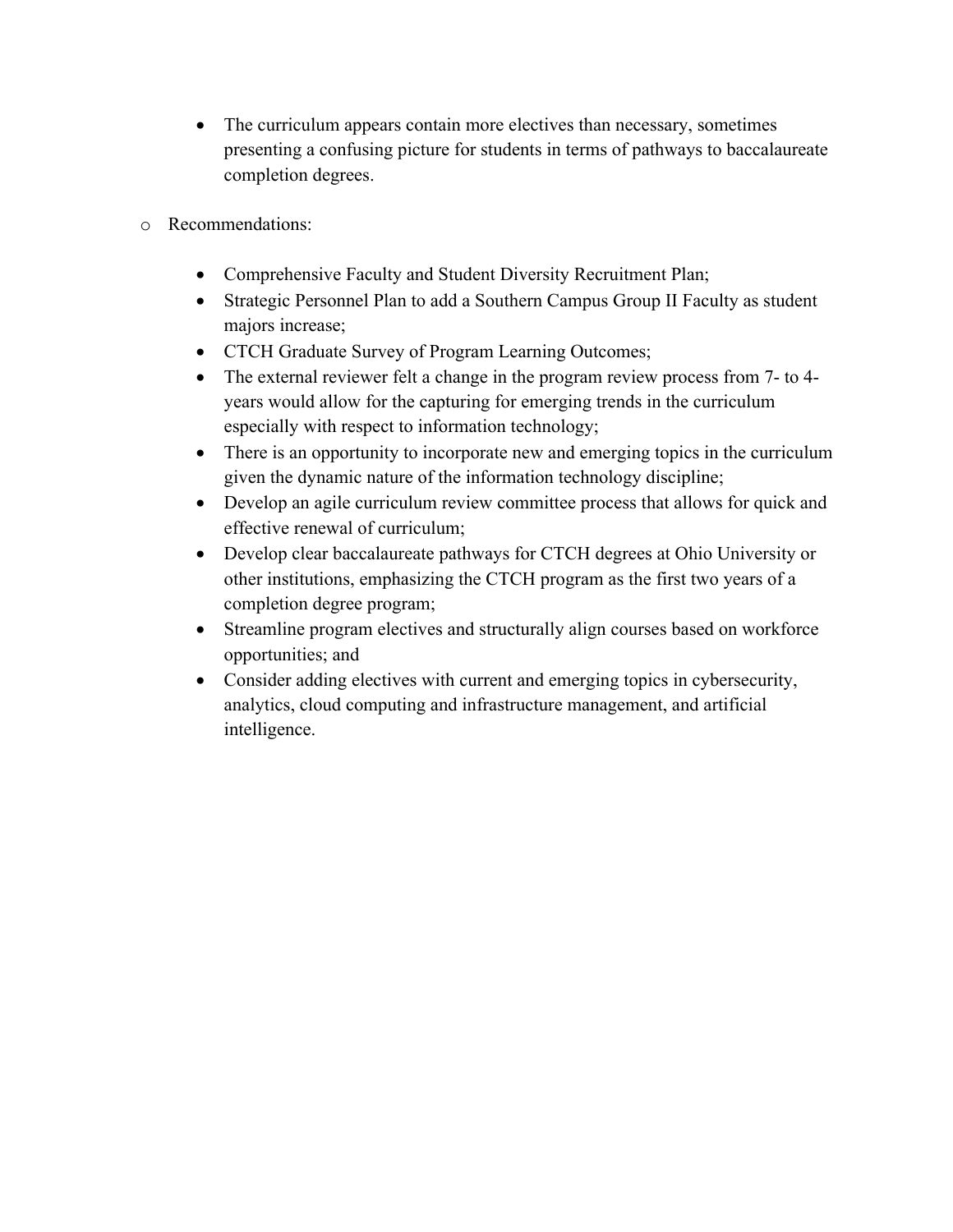- The curriculum appears contain more electives than necessary, sometimes presenting a confusing picture for students in terms of pathways to baccalaureate completion degrees.

- Recommendations:

  - Comprehensive Faculty and Student Diversity Recruitment Plan;
  - Strategic Personnel Plan to add a Southern Campus Group II Faculty as student majors increase;
  - CTCH Graduate Survey of Program Learning Outcomes;
  - The external reviewer felt a change in the program review process from 7- to 4-years would allow for the capturing for emerging trends in the curriculum especially with respect to information technology;
  - There is an opportunity to incorporate new and emerging topics in the curriculum given the dynamic nature of the information technology discipline;
  - Develop an agile curriculum review committee process that allows for quick and effective renewal of curriculum;
  - Develop clear baccalaureate pathways for CTCH degrees at Ohio University or other institutions, emphasizing the CTCH program as the first two years of a completion degree program;
  - Streamline program electives and structurally align courses based on workforce opportunities; and
  - Consider adding electives with current and emerging topics in cybersecurity, analytics, cloud computing and infrastructure management, and artificial intelligence.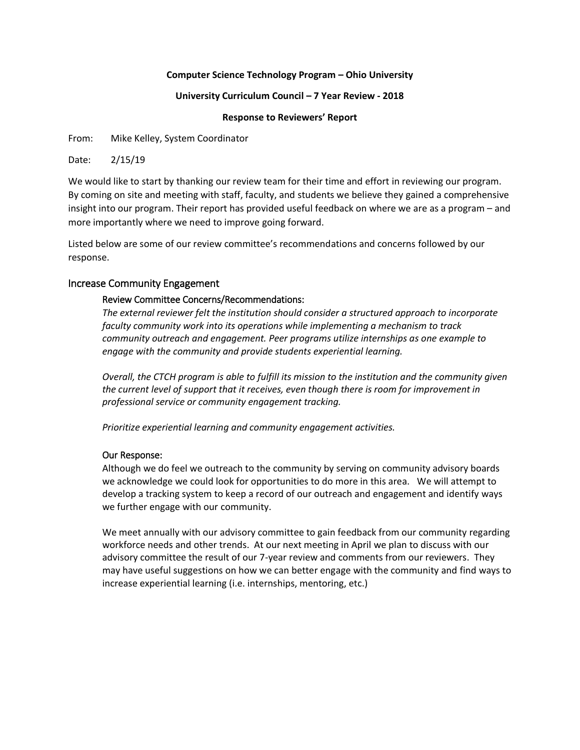**Computer Science Technology Program – Ohio University**

**University Curriculum Council – 7 Year Review - 2018**

**Response to Reviewers' Report**

From: Mike Kelley, System Coordinator

Date: 2/15/19

We would like to start by thanking our review team for their time and effort in reviewing our program. By coming on site and meeting with staff, faculty, and students we believe they gained a comprehensive insight into our program. Their report has provided useful feedback on where we are as a program – and more importantly where we need to improve going forward.

Listed below are some of our review committee's recommendations and concerns followed by our response.

## Increase Community Engagement

### Review Committee Concerns/Recommendations:

*The external reviewer felt the institution should consider a structured approach to incorporate faculty community work into its operations while implementing a mechanism to track community outreach and engagement. Peer programs utilize internships as one example to engage with the community and provide students experiential learning.*

*Overall, the CTCH program is able to fulfill its mission to the institution and the community given the current level of support that it receives, even though there is room for improvement in professional service or community engagement tracking.*

*Prioritize experiential learning and community engagement activities.*

### Our Response:

Although we do feel we outreach to the community by serving on community advisory boards we acknowledge we could look for opportunities to do more in this area. We will attempt to develop a tracking system to keep a record of our outreach and engagement and identify ways we further engage with our community.

We meet annually with our advisory committee to gain feedback from our community regarding workforce needs and other trends. At our next meeting in April we plan to discuss with our advisory committee the result of our 7-year review and comments from our reviewers. They may have useful suggestions on how we can better engage with the community and find ways to increase experiential learning (i.e. internships, mentoring, etc.)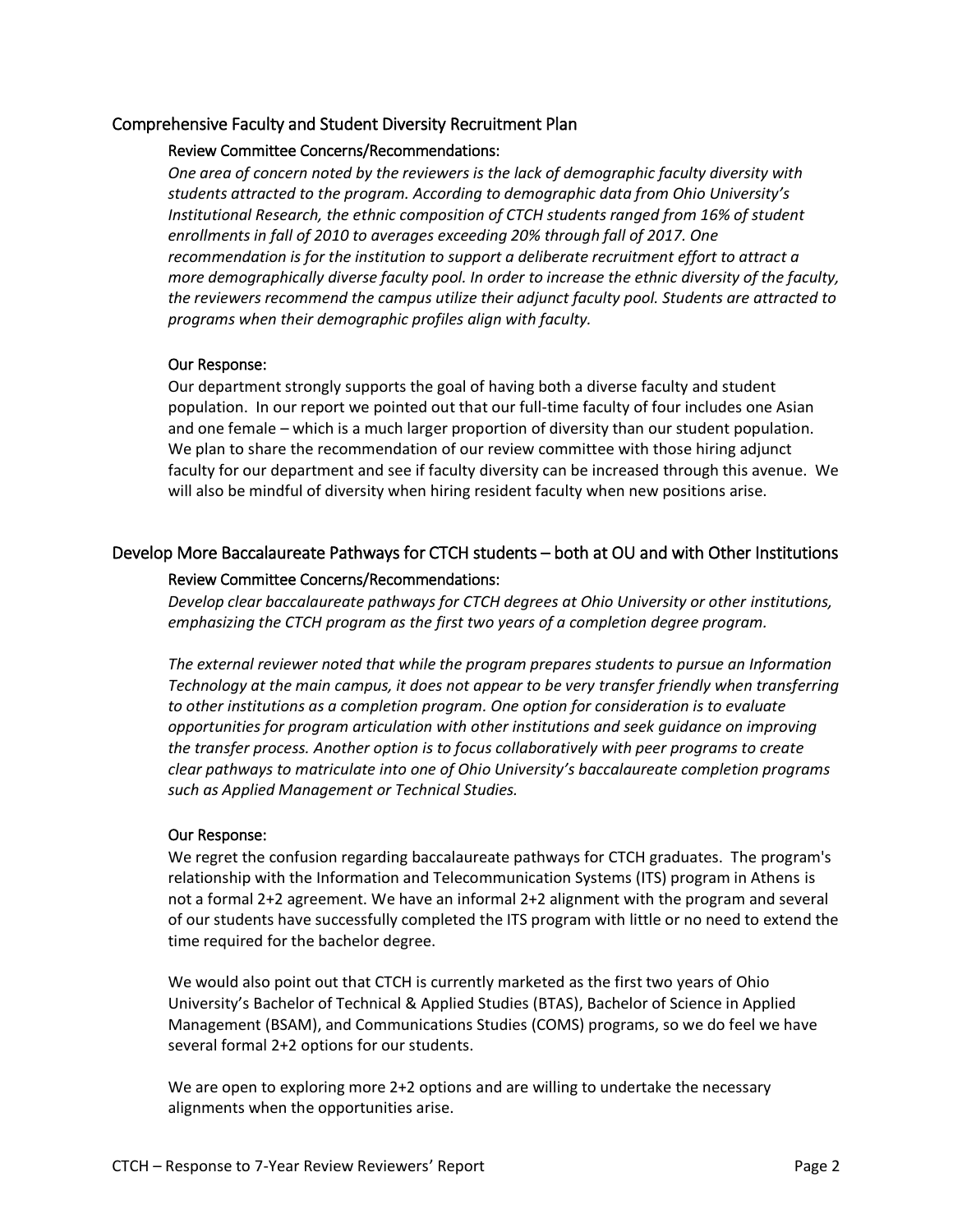## Comprehensive Faculty and Student Diversity Recruitment Plan

### Review Committee Concerns/Recommendations:

*One area of concern noted by the reviewers is the lack of demographic faculty diversity with students attracted to the program. According to demographic data from Ohio University's Institutional Research, the ethnic composition of CTCH students ranged from 16% of student enrollments in fall of 2010 to averages exceeding 20% through fall of 2017. One recommendation is for the institution to support a deliberate recruitment effort to attract a more demographically diverse faculty pool. In order to increase the ethnic diversity of the faculty, the reviewers recommend the campus utilize their adjunct faculty pool. Students are attracted to programs when their demographic profiles align with faculty.*

### Our Response:

Our department strongly supports the goal of having both a diverse faculty and student population. In our report we pointed out that our full-time faculty of four includes one Asian and one female – which is a much larger proportion of diversity than our student population. We plan to share the recommendation of our review committee with those hiring adjunct faculty for our department and see if faculty diversity can be increased through this avenue. We will also be mindful of diversity when hiring resident faculty when new positions arise.

## Develop More Baccalaureate Pathways for CTCH students – both at OU and with Other Institutions

### Review Committee Concerns/Recommendations:

*Develop clear baccalaureate pathways for CTCH degrees at Ohio University or other institutions, emphasizing the CTCH program as the first two years of a completion degree program.*

*The external reviewer noted that while the program prepares students to pursue an Information Technology at the main campus, it does not appear to be very transfer friendly when transferring to other institutions as a completion program. One option for consideration is to evaluate opportunities for program articulation with other institutions and seek guidance on improving the transfer process. Another option is to focus collaboratively with peer programs to create clear pathways to matriculate into one of Ohio University's baccalaureate completion programs such as Applied Management or Technical Studies.*

### Our Response:

We regret the confusion regarding baccalaureate pathways for CTCH graduates. The program's relationship with the Information and Telecommunication Systems (ITS) program in Athens is not a formal 2+2 agreement. We have an informal 2+2 alignment with the program and several of our students have successfully completed the ITS program with little or no need to extend the time required for the bachelor degree.

We would also point out that CTCH is currently marketed as the first two years of Ohio University's Bachelor of Technical & Applied Studies (BTAS), Bachelor of Science in Applied Management (BSAM), and Communications Studies (COMS) programs, so we do feel we have several formal 2+2 options for our students.

We are open to exploring more 2+2 options and are willing to undertake the necessary alignments when the opportunities arise.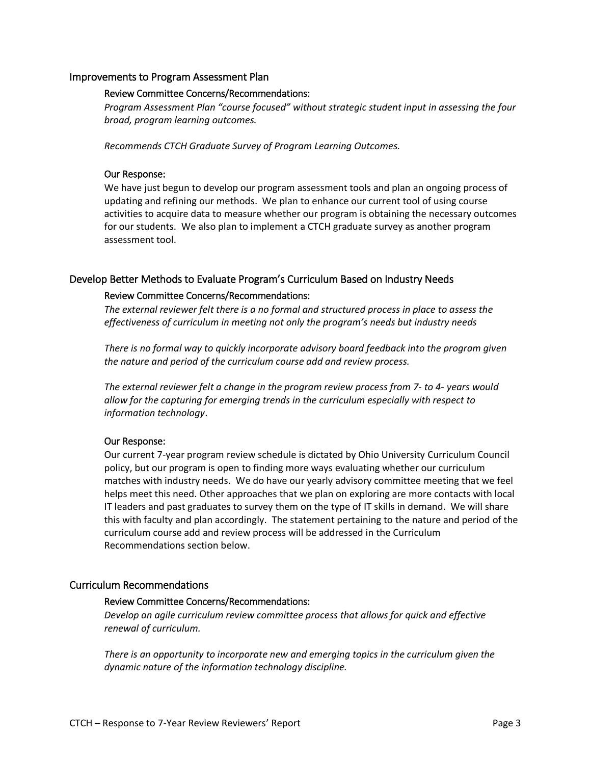## Improvements to Program Assessment Plan

### Review Committee Concerns/Recommendations:

*Program Assessment Plan "course focused" without strategic student input in assessing the four broad, program learning outcomes.*

*Recommends CTCH Graduate Survey of Program Learning Outcomes.*

### Our Response:

We have just begun to develop our program assessment tools and plan an ongoing process of updating and refining our methods. We plan to enhance our current tool of using course activities to acquire data to measure whether our program is obtaining the necessary outcomes for our students. We also plan to implement a CTCH graduate survey as another program assessment tool.

## Develop Better Methods to Evaluate Program's Curriculum Based on Industry Needs

### Review Committee Concerns/Recommendations:

*The external reviewer felt there is a no formal and structured process in place to assess the effectiveness of curriculum in meeting not only the program's needs but industry needs*

*There is no formal way to quickly incorporate advisory board feedback into the program given the nature and period of the curriculum course add and review process.*

*The external reviewer felt a change in the program review process from 7- to 4- years would allow for the capturing for emerging trends in the curriculum especially with respect to information technology*.

### Our Response:

Our current 7-year program review schedule is dictated by Ohio University Curriculum Council policy, but our program is open to finding more ways evaluating whether our curriculum matches with industry needs. We do have our yearly advisory committee meeting that we feel helps meet this need. Other approaches that we plan on exploring are more contacts with local IT leaders and past graduates to survey them on the type of IT skills in demand. We will share this with faculty and plan accordingly. The statement pertaining to the nature and period of the curriculum course add and review process will be addressed in the Curriculum Recommendations section below.

## Curriculum Recommendations

### Review Committee Concerns/Recommendations:

*Develop an agile curriculum review committee process that allows for quick and effective renewal of curriculum.*

*There is an opportunity to incorporate new and emerging topics in the curriculum given the dynamic nature of the information technology discipline.*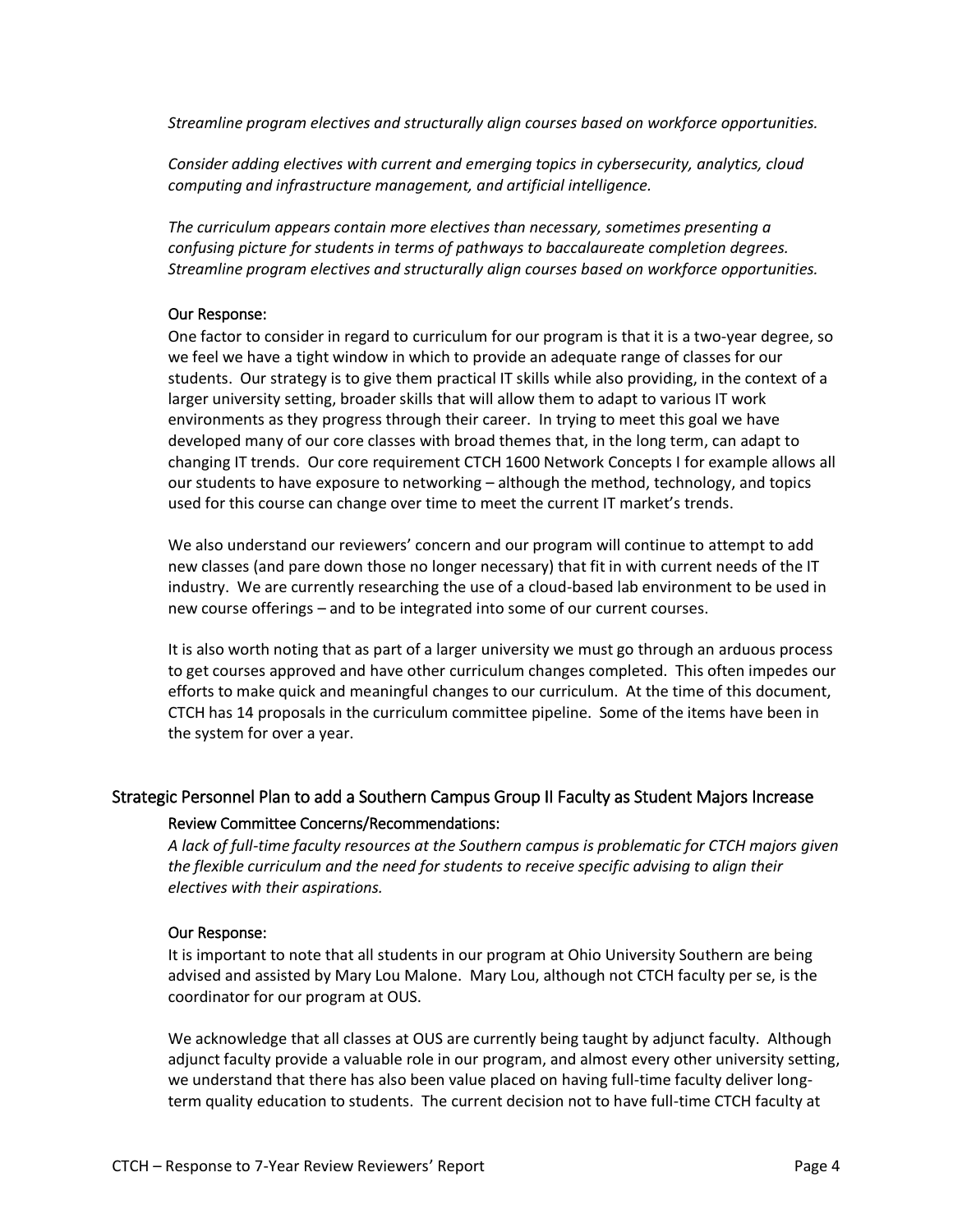*Streamline program electives and structurally align courses based on workforce opportunities.*

*Consider adding electives with current and emerging topics in cybersecurity, analytics, cloud computing and infrastructure management, and artificial intelligence.*

*The curriculum appears contain more electives than necessary, sometimes presenting a confusing picture for students in terms of pathways to baccalaureate completion degrees. Streamline program electives and structurally align courses based on workforce opportunities.*

#### Our Response:

One factor to consider in regard to curriculum for our program is that it is a two-year degree, so we feel we have a tight window in which to provide an adequate range of classes for our students. Our strategy is to give them practical IT skills while also providing, in the context of a larger university setting, broader skills that will allow them to adapt to various IT work environments as they progress through their career. In trying to meet this goal we have developed many of our core classes with broad themes that, in the long term, can adapt to changing IT trends. Our core requirement CTCH 1600 Network Concepts I for example allows all our students to have exposure to networking – although the method, technology, and topics used for this course can change over time to meet the current IT market's trends.

We also understand our reviewers' concern and our program will continue to attempt to add new classes (and pare down those no longer necessary) that fit in with current needs of the IT industry. We are currently researching the use of a cloud-based lab environment to be used in new course offerings – and to be integrated into some of our current courses.

It is also worth noting that as part of a larger university we must go through an arduous process to get courses approved and have other curriculum changes completed. This often impedes our efforts to make quick and meaningful changes to our curriculum. At the time of this document, CTCH has 14 proposals in the curriculum committee pipeline. Some of the items have been in the system for over a year.

## Strategic Personnel Plan to add a Southern Campus Group II Faculty as Student Majors Increase

#### Review Committee Concerns/Recommendations:

*A lack of full-time faculty resources at the Southern campus is problematic for CTCH majors given the flexible curriculum and the need for students to receive specific advising to align their electives with their aspirations.*

#### Our Response:

It is important to note that all students in our program at Ohio University Southern are being advised and assisted by Mary Lou Malone. Mary Lou, although not CTCH faculty per se, is the coordinator for our program at OUS.

We acknowledge that all classes at OUS are currently being taught by adjunct faculty. Although adjunct faculty provide a valuable role in our program, and almost every other university setting, we understand that there has also been value placed on having full-time faculty deliver long-term quality education to students. The current decision not to have full-time CTCH faculty at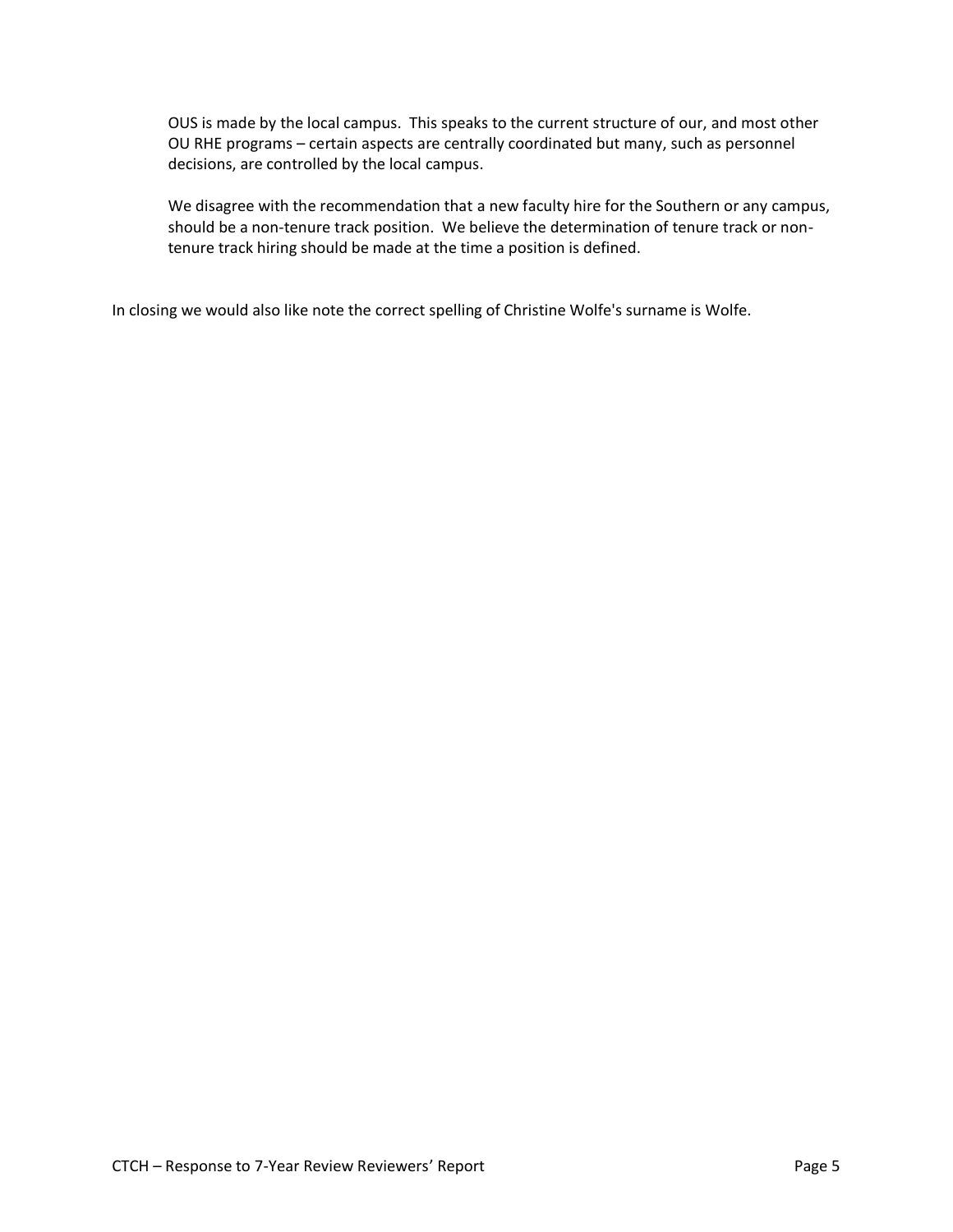OUS is made by the local campus. This speaks to the current structure of our, and most other OU RHE programs – certain aspects are centrally coordinated but many, such as personnel decisions, are controlled by the local campus.

We disagree with the recommendation that a new faculty hire for the Southern or any campus, should be a non-tenure track position. We believe the determination of tenure track or non-tenure track hiring should be made at the time a position is defined.

In closing we would also like note the correct spelling of Christine Wolfe's surname is Wolfe.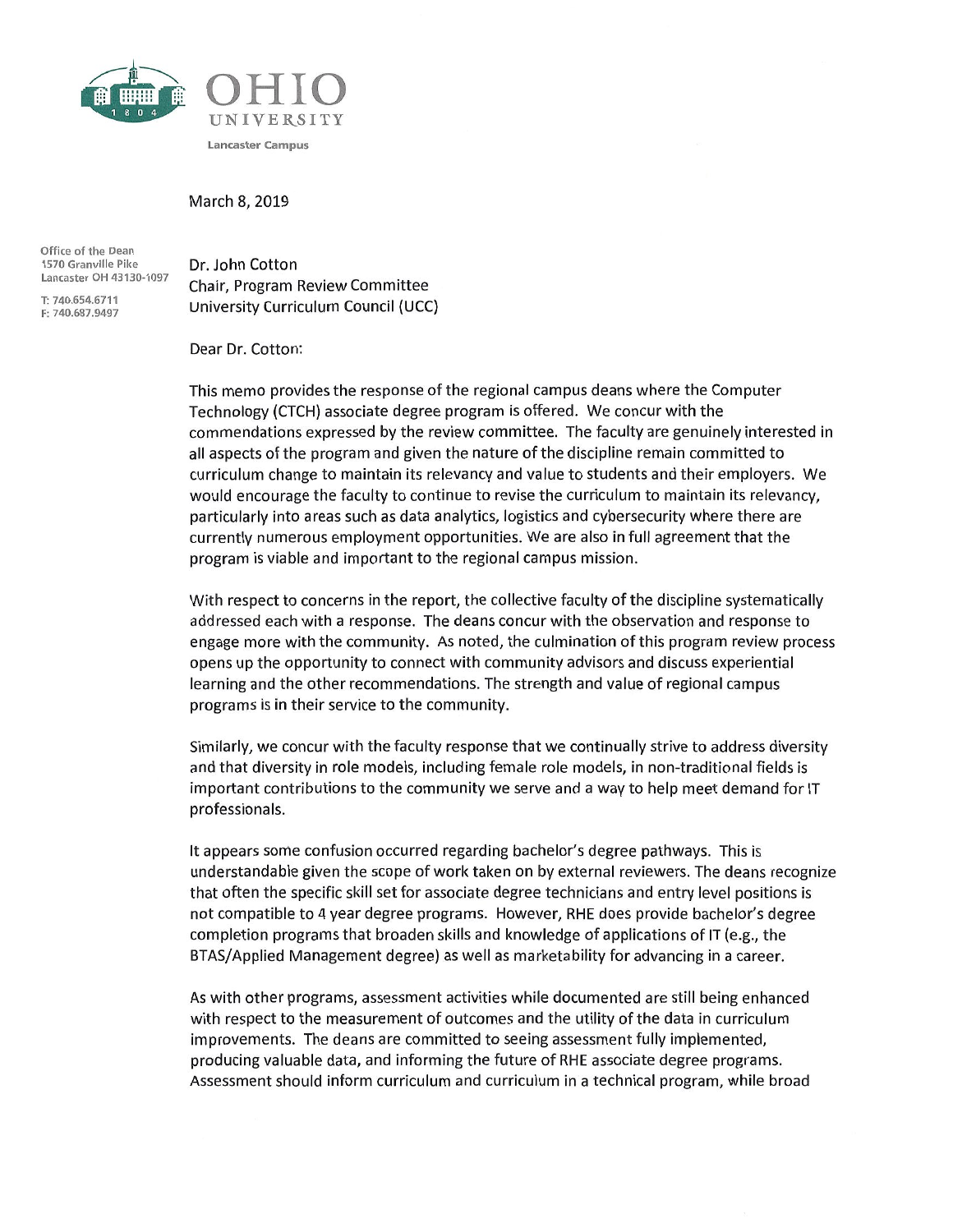OHIO UNIVERSITY

Lancaster Campus

March 8, 2019

Office of the Dean
1570 Granville Pike
Lancaster OH 43130-1097

T: 740.654.6711
F: 740.687.9497

Dr. John Cotton
Chair, Program Review Committee
University Curriculum Council (UCC)

Dear Dr. Cotton:

This memo provides the response of the regional campus deans where the Computer Technology (CTCH) associate degree program is offered. We concur with the commendations expressed by the review committee. The faculty are genuinely interested in all aspects of the program and given the nature of the discipline remain committed to curriculum change to maintain its relevancy and value to students and their employers. We would encourage the faculty to continue to revise the curriculum to maintain its relevancy, particularly into areas such as data analytics, logistics and cybersecurity where there are currently numerous employment opportunities. We are also in full agreement that the program is viable and important to the regional campus mission.

With respect to concerns in the report, the collective faculty of the discipline systematically addressed each with a response. The deans concur with the observation and response to engage more with the community. As noted, the culmination of this program review process opens up the opportunity to connect with community advisors and discuss experiential learning and the other recommendations. The strength and value of regional campus programs is in their service to the community.

Similarly, we concur with the faculty response that we continually strive to address diversity and that diversity in role models, including female role models, in non-traditional fields is important contributions to the community we serve and a way to help meet demand for IT professionals.

It appears some confusion occurred regarding bachelor's degree pathways. This is understandable given the scope of work taken on by external reviewers. The deans recognize that often the specific skill set for associate degree technicians and entry level positions is not compatible to 4 year degree programs. However, RHE does provide bachelor's degree completion programs that broaden skills and knowledge of applications of IT (e.g., the BTAS/Applied Management degree) as well as marketability for advancing in a career.

As with other programs, assessment activities while documented are still being enhanced with respect to the measurement of outcomes and the utility of the data in curriculum improvements. The deans are committed to seeing assessment fully implemented, producing valuable data, and informing the future of RHE associate degree programs. Assessment should inform curriculum and curriculum in a technical program, while broad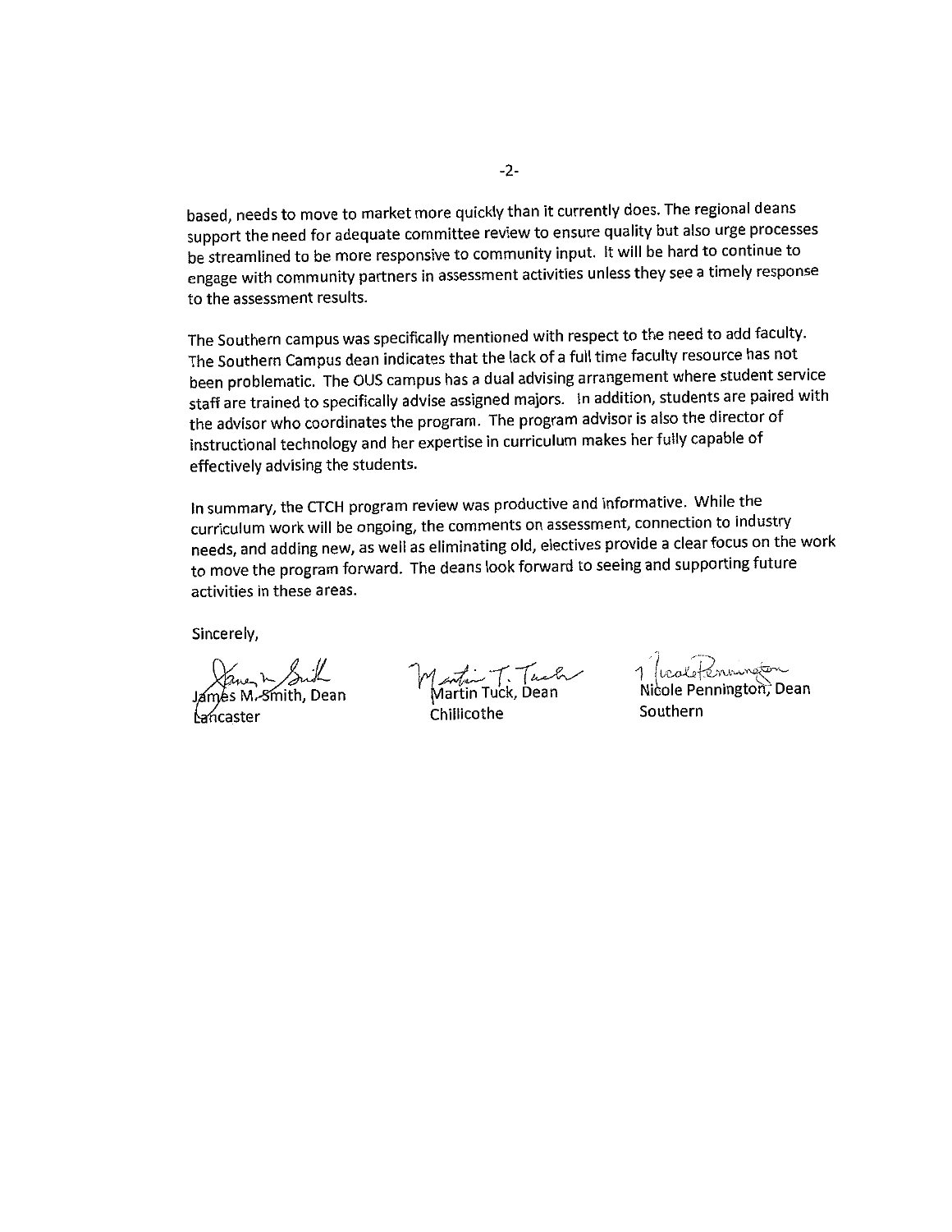based, needs to move to market more quickly than it currently does. The regional deans support the need for adequate committee review to ensure quality but also urge processes be streamlined to be more responsive to community input. It will be hard to continue to engage with community partners in assessment activities unless they see a timely response to the assessment results.

The Southern campus was specifically mentioned with respect to the need to add faculty. The Southern Campus dean indicates that the lack of a full time faculty resource has not been problematic. The OUS campus has a dual advising arrangement where student service staff are trained to specifically advise assigned majors. In addition, students are paired with the advisor who coordinates the program. The program advisor is also the director of instructional technology and her expertise in curriculum makes her fully capable of effectively advising the students.

In summary, the CTCH program review was productive and informative. While the curriculum work will be ongoing, the comments on assessment, connection to industry needs, and adding new, as well as eliminating old, electives provide a clear focus on the work to move the program forward. The deans look forward to seeing and supporting future activities in these areas.

Sincerely,

James M. Smith, Dean
Lancaster

Martin Tuck, Dean
Chillicothe

Nicole Pennington, Dean
Southern